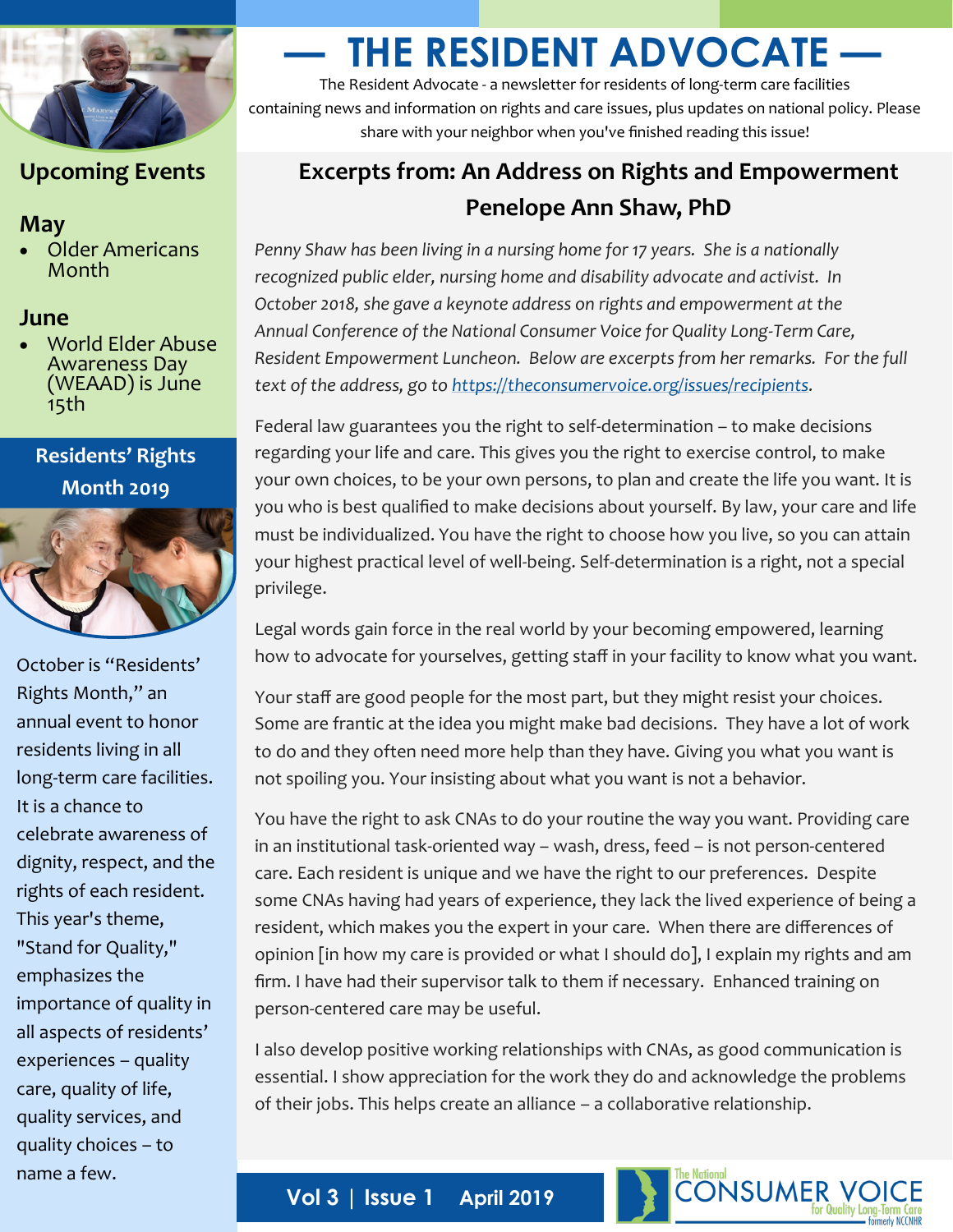# — THE RESIDENT ADVOCATE —

The Resident Advocate - a newsletter for residents of long-term care facilities containing news and information on rights and care issues, plus updates on national policy. Please share with your neighbor when you've finished reading this issue!

## Upcoming Events

### May

- Older Americans Month

### June

- World Elder Abuse Awareness Day (WEAAD) is June 15th

## Residents' Rights Month 2019

October is "Residents' Rights Month," an annual event to honor residents living in all long-term care facilities. It is a chance to celebrate awareness of dignity, respect, and the rights of each resident. This year's theme, "Stand for Quality," emphasizes the importance of quality in all aspects of residents' experiences – quality care, quality of life, quality services, and quality choices – to name a few.

## Excerpts from: An Address on Rights and Empowerment Penelope Ann Shaw, PhD

*Penny Shaw has been living in a nursing home for 17 years. She is a nationally recognized public elder, nursing home and disability advocate and activist. In October 2018, she gave a keynote address on rights and empowerment at the Annual Conference of the National Consumer Voice for Quality Long-Term Care, Resident Empowerment Luncheon. Below are excerpts from her remarks. For the full text of the address, go to https://theconsumervoice.org/issues/recipients.*

Federal law guarantees you the right to self-determination – to make decisions regarding your life and care. This gives you the right to exercise control, to make your own choices, to be your own persons, to plan and create the life you want. It is you who is best qualified to make decisions about yourself. By law, your care and life must be individualized. You have the right to choose how you live, so you can attain your highest practical level of well-being. Self-determination is a right, not a special privilege.

Legal words gain force in the real world by your becoming empowered, learning how to advocate for yourselves, getting staff in your facility to know what you want.

Your staff are good people for the most part, but they might resist your choices. Some are frantic at the idea you might make bad decisions. They have a lot of work to do and they often need more help than they have. Giving you what you want is not spoiling you. Your insisting about what you want is not a behavior.

You have the right to ask CNAs to do your routine the way you want. Providing care in an institutional task-oriented way – wash, dress, feed – is not person-centered care. Each resident is unique and we have the right to our preferences. Despite some CNAs having had years of experience, they lack the lived experience of being a resident, which makes you the expert in your care. When there are differences of opinion [in how my care is provided or what I should do], I explain my rights and am firm. I have had their supervisor talk to them if necessary. Enhanced training on person-centered care may be useful.

I also develop positive working relationships with CNAs, as good communication is essential. I show appreciation for the work they do and acknowledge the problems of their jobs. This helps create an alliance – a collaborative relationship.

Vol 3 | Issue 1 April 2019

The National CONSUMER VOICE for Quality Long-Term Care formerly NCCNHR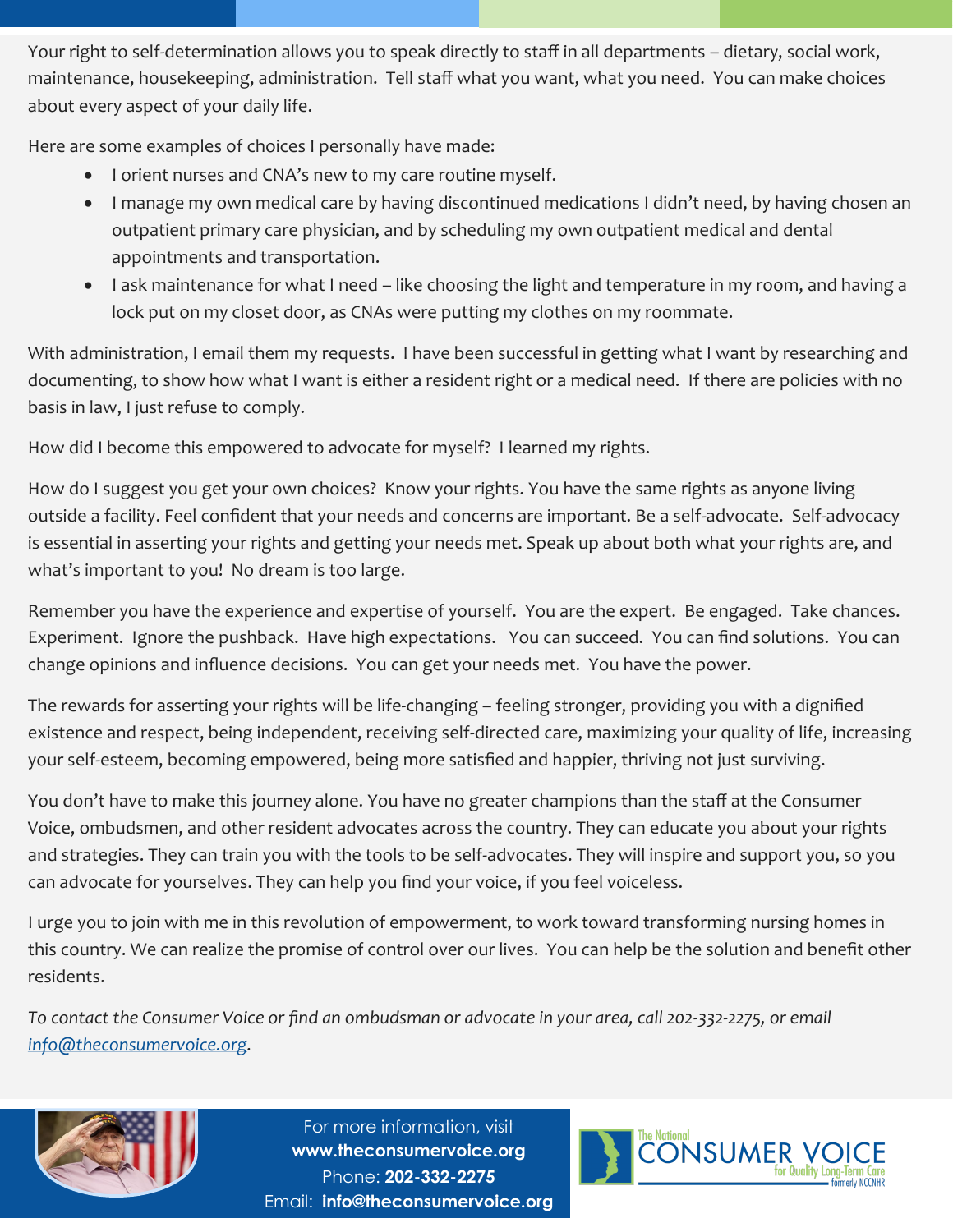Your right to self-determination allows you to speak directly to staff in all departments – dietary, social work, maintenance, housekeeping, administration. Tell staff what you want, what you need. You can make choices about every aspect of your daily life.

Here are some examples of choices I personally have made:

- I orient nurses and CNA's new to my care routine myself.
- I manage my own medical care by having discontinued medications I didn't need, by having chosen an outpatient primary care physician, and by scheduling my own outpatient medical and dental appointments and transportation.
- I ask maintenance for what I need – like choosing the light and temperature in my room, and having a lock put on my closet door, as CNAs were putting my clothes on my roommate.

With administration, I email them my requests. I have been successful in getting what I want by researching and documenting, to show how what I want is either a resident right or a medical need. If there are policies with no basis in law, I just refuse to comply.

How did I become this empowered to advocate for myself? I learned my rights.

How do I suggest you get your own choices? Know your rights. You have the same rights as anyone living outside a facility. Feel confident that your needs and concerns are important. Be a self-advocate. Self-advocacy is essential in asserting your rights and getting your needs met. Speak up about both what your rights are, and what's important to you! No dream is too large.

Remember you have the experience and expertise of yourself. You are the expert. Be engaged. Take chances. Experiment. Ignore the pushback. Have high expectations. You can succeed. You can find solutions. You can change opinions and influence decisions. You can get your needs met. You have the power.

The rewards for asserting your rights will be life-changing – feeling stronger, providing you with a dignified existence and respect, being independent, receiving self-directed care, maximizing your quality of life, increasing your self-esteem, becoming empowered, being more satisfied and happier, thriving not just surviving.

You don't have to make this journey alone. You have no greater champions than the staff at the Consumer Voice, ombudsmen, and other resident advocates across the country. They can educate you about your rights and strategies. They can train you with the tools to be self-advocates. They will inspire and support you, so you can advocate for yourselves. They can help you find your voice, if you feel voiceless.

I urge you to join with me in this revolution of empowerment, to work toward transforming nursing homes in this country. We can realize the promise of control over our lives. You can help be the solution and benefit other residents.

*To contact the Consumer Voice or find an ombudsman or advocate in your area, call 202-332-2275, or email [info@theconsumervoice.org](mailto:info@theconsumervoice.org).*

For more information, visit **www.theconsumervoice.org**
Phone: **202-332-2275**
Email: **info@theconsumervoice.org**

The National CONSUMER VOICE for Quality Long-Term Care formerly NCCNHR